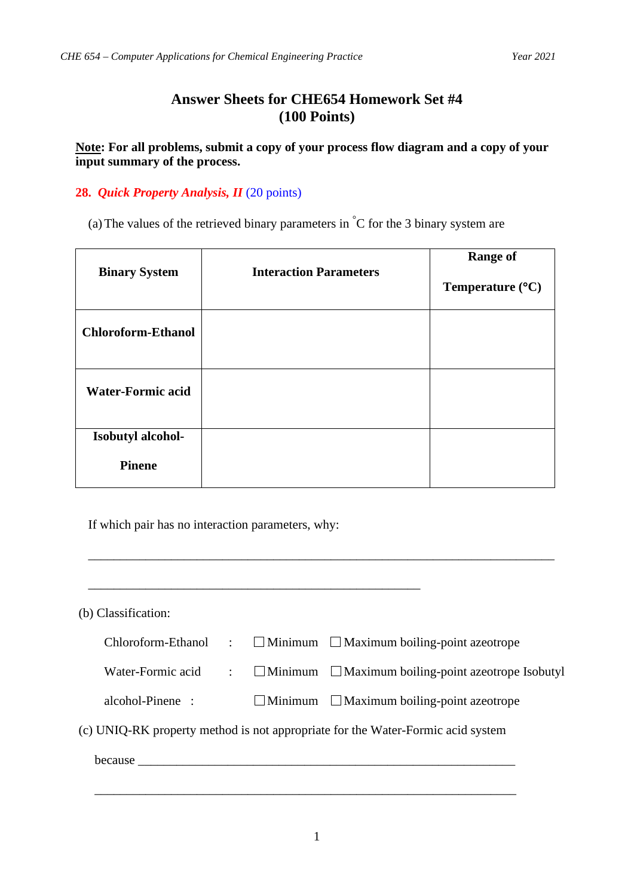# Answer Sheets for CHE654 Homework Set #4
## (100 Points)

**Note: For all problems, submit a copy of your process flow diagram and a copy of your input summary of the process.**

### 28. *Quick Property Analysis, II* (20 points)

(a) The values of the retrieved binary parameters in °C for the 3 binary system are

| Binary System | Interaction Parameters | Range of Temperature (°C) |
|---|---|---|
| **Chloroform-Ethanol** | | |
| **Water-Formic acid** | | |
| **Isobutyl alcohol-Pinene** | | |

If which pair has no interaction parameters, why:

_______________________________________________________________________________

________________________________________________________

(b) Classification:

Chloroform-Ethanol : ☐ Minimum ☐ Maximum boiling-point azeotrope

Water-Formic acid : ☐ Minimum ☐ Maximum boiling-point azeotrope Isobutyl

alcohol-Pinene : ☐ Minimum ☐ Maximum boiling-point azeotrope

(c) UNIQ-RK property method is not appropriate for the Water-Formic acid system

because _______________________________________________________________

_______________________________________________________________________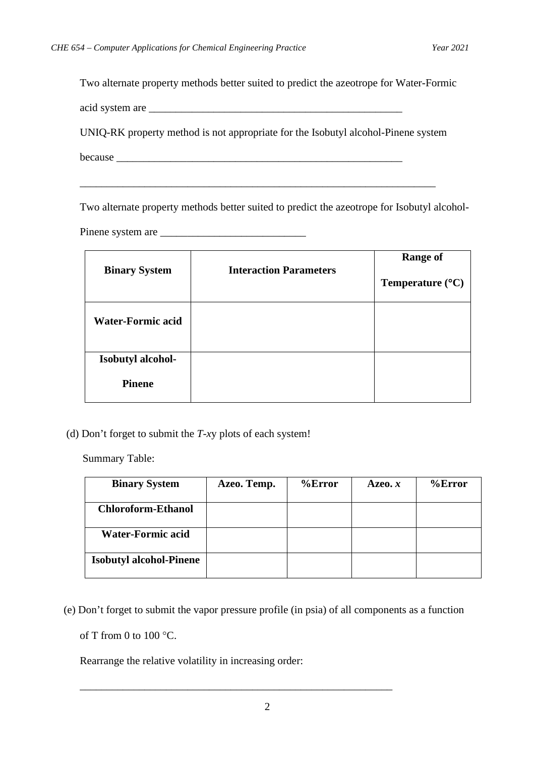Two alternate property methods better suited to predict the azeotrope for Water-Formic acid system are ________________________________________________

UNIQ-RK property method is not appropriate for the Isobutyl alcohol-Pinene system because ______________________________________________________

____________________________________________________________________

Two alternate property methods better suited to predict the azeotrope for Isobutyl alcohol-Pinene system are ___________________________

| **Binary System** | **Interaction Parameters** | **Range of Temperature (°C)** |
|---|---|---|
| **Water-Formic acid** | | |
| **Isobutyl alcohol-Pinene** | | |

(d) Don't forget to submit the *T*-*x*y plots of each system!

Summary Table:

| **Binary System** | **Azeo. Temp.** | **%Error** | **Azeo. *x*** | **%Error** |
|---|---|---|---|---|
| **Chloroform-Ethanol** | | | | |
| **Water-Formic acid** | | | | |
| **Isobutyl alcohol-Pinene** | | | | |

(e) Don't forget to submit the vapor pressure profile (in psia) of all components as a function of T from 0 to 100 °C.

Rearrange the relative volatility in increasing order:

____________________________________________________________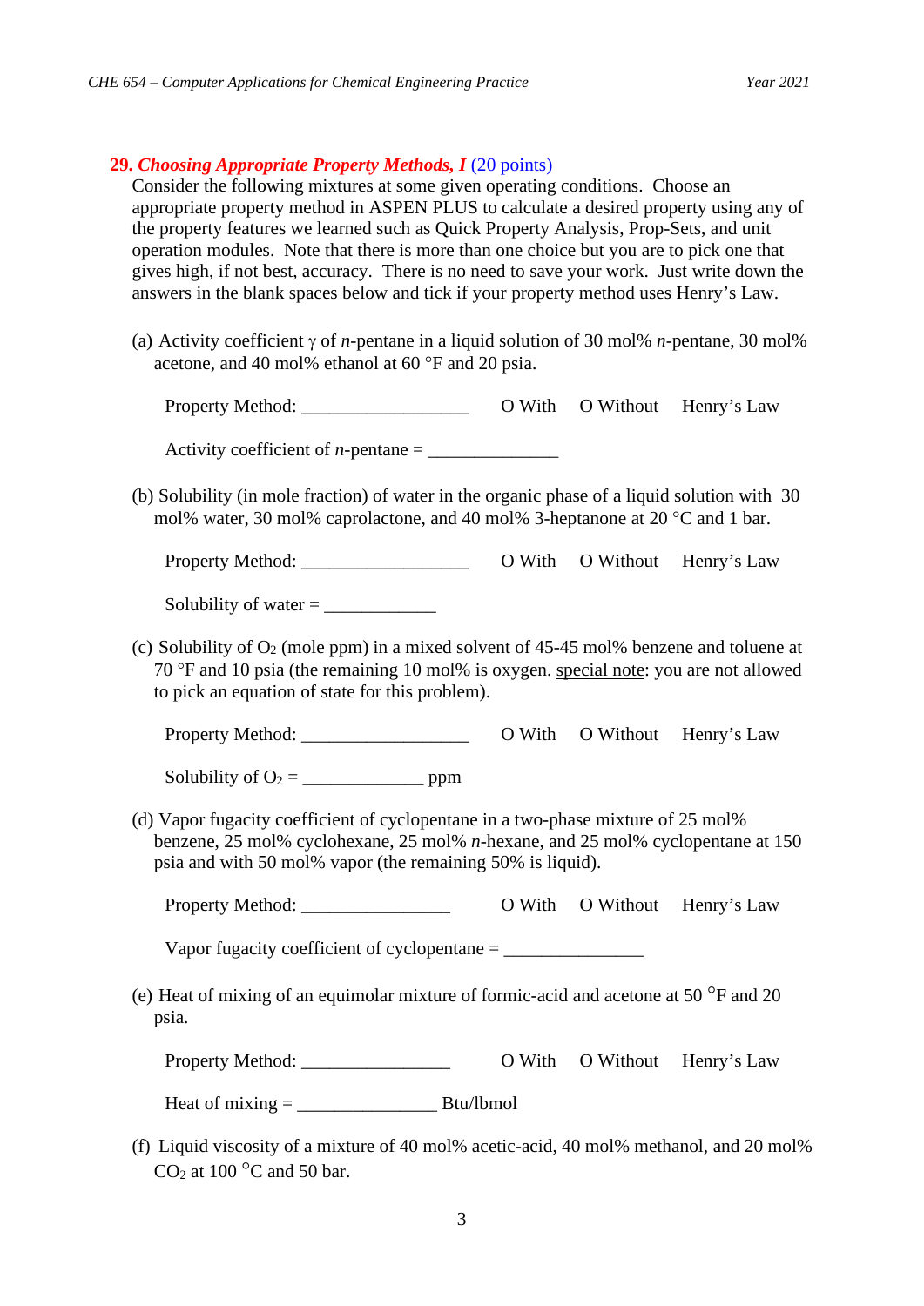### **29.** ***Choosing Appropriate Property Methods, I*** (20 points)

Consider the following mixtures at some given operating conditions. Choose an appropriate property method in ASPEN PLUS to calculate a desired property using any of the property features we learned such as Quick Property Analysis, Prop-Sets, and unit operation modules. Note that there is more than one choice but you are to pick one that gives high, if not best, accuracy. There is no need to save your work. Just write down the answers in the blank spaces below and tick if your property method uses Henry's Law.

(a) Activity coefficient $\gamma$ of *n*-pentane in a liquid solution of 30 mol% *n*-pentane, 30 mol% acetone, and 40 mol% ethanol at 60 °F and 20 psia.

Property Method: __________________ O With O Without Henry's Law

Activity coefficient of *n*-pentane = ______________

(b) Solubility (in mole fraction) of water in the organic phase of a liquid solution with 30 mol% water, 30 mol% caprolactone, and 40 mol% 3-heptanone at 20 °C and 1 bar.

Property Method: __________________ O With O Without Henry's Law

Solubility of water = ____________

(c) Solubility of $O_2$ (mole ppm) in a mixed solvent of 45-45 mol% benzene and toluene at 70 °F and 10 psia (the remaining 10 mol% is oxygen. special note: you are not allowed to pick an equation of state for this problem).

Property Method: __________________ O With O Without Henry's Law

Solubility of $O_2$ = _____________ ppm

(d) Vapor fugacity coefficient of cyclopentane in a two-phase mixture of 25 mol% benzene, 25 mol% cyclohexane, 25 mol% *n*-hexane, and 25 mol% cyclopentane at 150 psia and with 50 mol% vapor (the remaining 50% is liquid).

Property Method: ________________ O With O Without Henry's Law

Vapor fugacity coefficient of cyclopentane = _______________

(e) Heat of mixing of an equimolar mixture of formic-acid and acetone at 50 °F and 20 psia.

Property Method: ________________ O With O Without Henry's Law

Heat of mixing = _______________ Btu/lbmol

(f) Liquid viscosity of a mixture of 40 mol% acetic-acid, 40 mol% methanol, and 20 mol% $CO_2$ at 100 °C and 50 bar.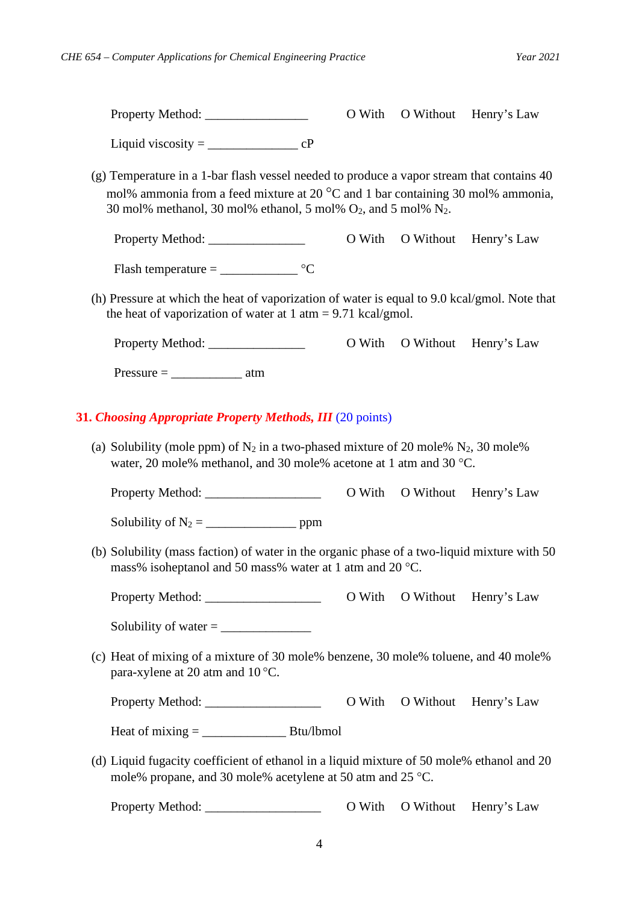Property Method: ________________ O With O Without Henry's Law

Liquid viscosity = ______________ cP

(g) Temperature in a 1-bar flash vessel needed to produce a vapor stream that contains 40 mol% ammonia from a feed mixture at 20 °C and 1 bar containing 30 mol% ammonia, 30 mol% methanol, 30 mol% ethanol, 5 mol% $O_2$, and 5 mol% $N_2$.

Property Method: _______________ O With O Without Henry's Law

Flash temperature = ____________ °C

(h) Pressure at which the heat of vaporization of water is equal to 9.0 kcal/gmol. Note that the heat of vaporization of water at 1 atm = 9.71 kcal/gmol.

Property Method: _______________ O With O Without Henry's Law

Pressure = ___________ atm

## 31. *Choosing Appropriate Property Methods, III* (20 points)

(a) Solubility (mole ppm) of $N_2$ in a two-phased mixture of 20 mole% $N_2$, 30 mole% water, 20 mole% methanol, and 30 mole% acetone at 1 atm and 30 °C.

Property Method: __________________ O With O Without Henry's Law

Solubility of $N_2$ = ______________ ppm

(b) Solubility (mass faction) of water in the organic phase of a two-liquid mixture with 50 mass% isoheptanol and 50 mass% water at 1 atm and 20 °C.

Property Method: __________________ O With O Without Henry's Law

Solubility of water = ______________

(c) Heat of mixing of a mixture of 30 mole% benzene, 30 mole% toluene, and 40 mole% para-xylene at 20 atm and 10 °C.

Property Method: __________________ O With O Without Henry's Law

Heat of mixing = _____________ Btu/lbmol

(d) Liquid fugacity coefficient of ethanol in a liquid mixture of 50 mole% ethanol and 20 mole% propane, and 30 mole% acetylene at 50 atm and 25 °C.

Property Method: __________________ O With O Without Henry's Law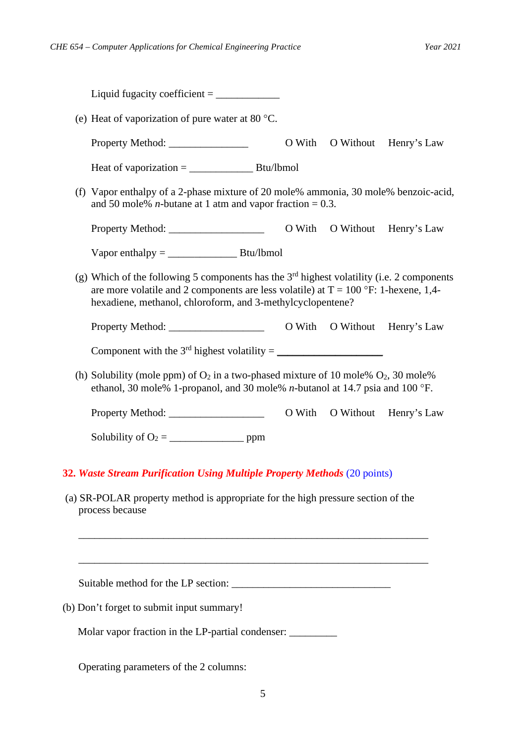Liquid fugacity coefficient = ____________

(e) Heat of vaporization of pure water at 80 °C.

Property Method: _______________ O With O Without Henry's Law

Heat of vaporization = ____________ Btu/lbmol

(f) Vapor enthalpy of a 2-phase mixture of 20 mole% ammonia, 30 mole% benzoic-acid, and 50 mole% *n*-butane at 1 atm and vapor fraction = 0.3.

Property Method: __________________ O With O Without Henry's Law

Vapor enthalpy = _____________ Btu/lbmol

(g) Which of the following 5 components has the 3rd highest volatility (i.e. 2 components are more volatile and 2 components are less volatile) at T = 100 °F: 1-hexene, 1,4-hexadiene, methanol, chloroform, and 3-methylcyclopentene?

Property Method: __________________ O With O Without Henry's Law

Component with the 3rd highest volatility = ____________________

(h) Solubility (mole ppm) of $O_2$ in a two-phased mixture of 10 mole% $O_2$, 30 mole% ethanol, 30 mole% 1-propanol, and 30 mole% *n*-butanol at 14.7 psia and 100 °F.

Property Method: __________________ O With O Without Henry's Law

Solubility of $O_2$ = ______________ ppm

**32. *Waste Stream Purification Using Multiple Property Methods*** (20 points)

(a) SR-POLAR property method is appropriate for the high pressure section of the process because

_________________________________________________________________

_________________________________________________________________

Suitable method for the LP section: ______________________________

(b) Don't forget to submit input summary!

Molar vapor fraction in the LP-partial condenser: _________

Operating parameters of the 2 columns: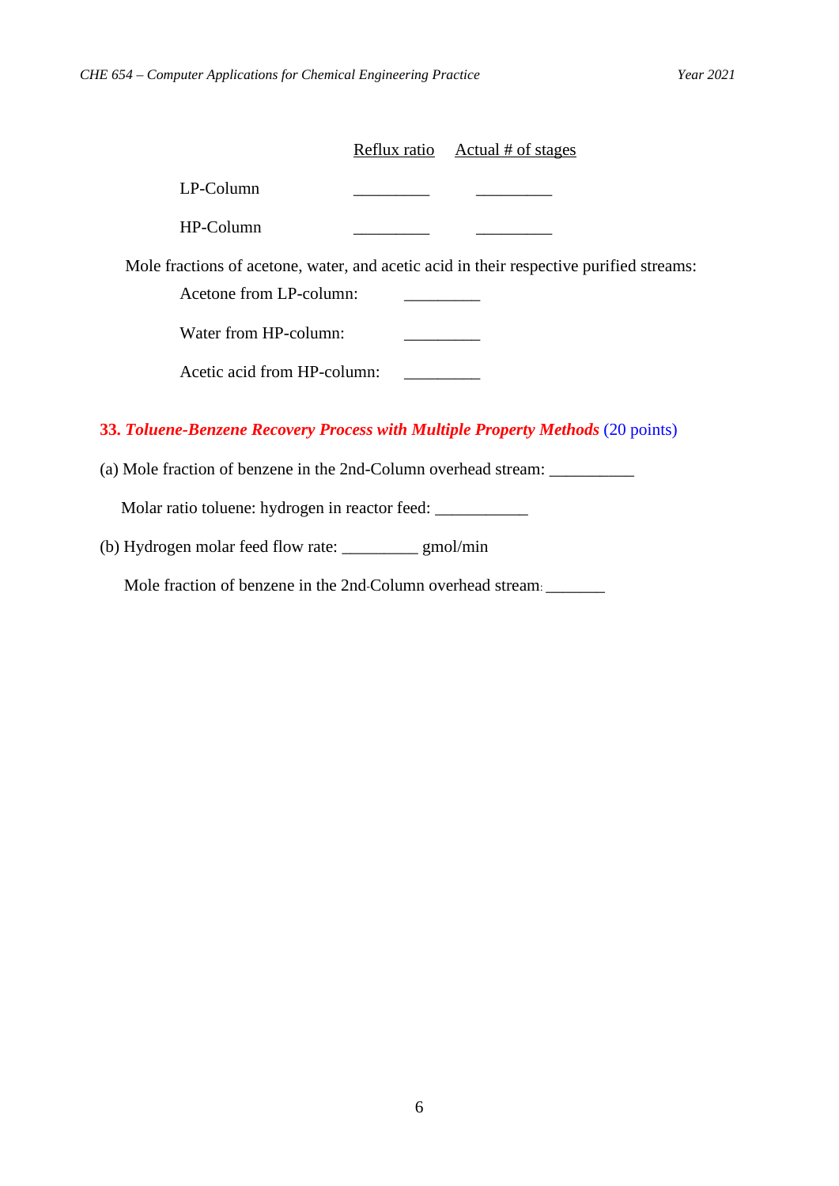| | Reflux ratio | Actual # of stages |
|---|---|---|
| LP-Column | _________ | _________ |
| HP-Column | _________ | _________ |

Mole fractions of acetone, water, and acetic acid in their respective purified streams:

Acetone from LP-column: _________

Water from HP-column: _________

Acetic acid from HP-column: _________

## 33. ***Toluene-Benzene Recovery Process with Multiple Property Methods*** (20 points)

(a) Mole fraction of benzene in the 2nd-Column overhead stream: __________

Molar ratio toluene: hydrogen in reactor feed: ___________

(b) Hydrogen molar feed flow rate: _________ gmol/min

Mole fraction of benzene in the 2nd-Column overhead stream: _______